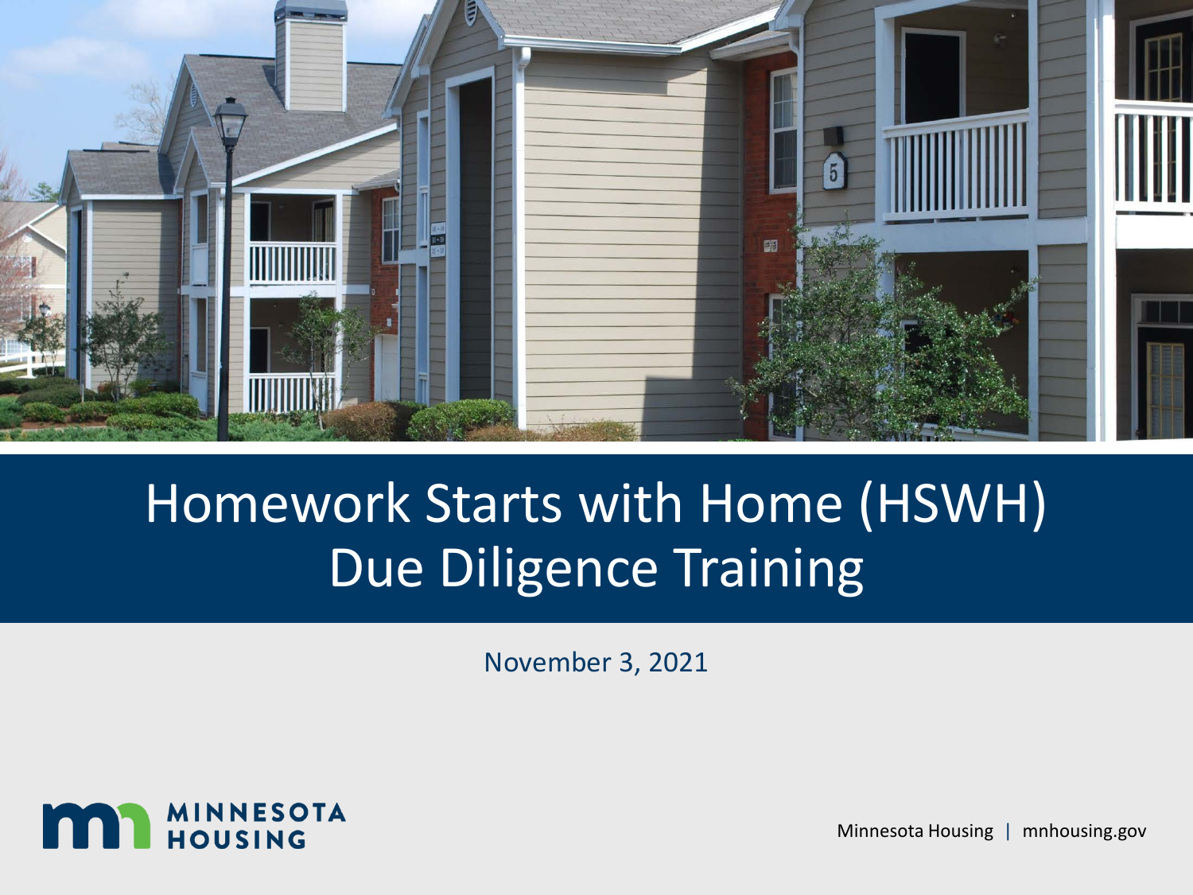# Homework Starts with Home (HSWH) Due Diligence Training

November 3, 2021

MINNESOTA HOUSING

Minnesota Housing | mnhousing.gov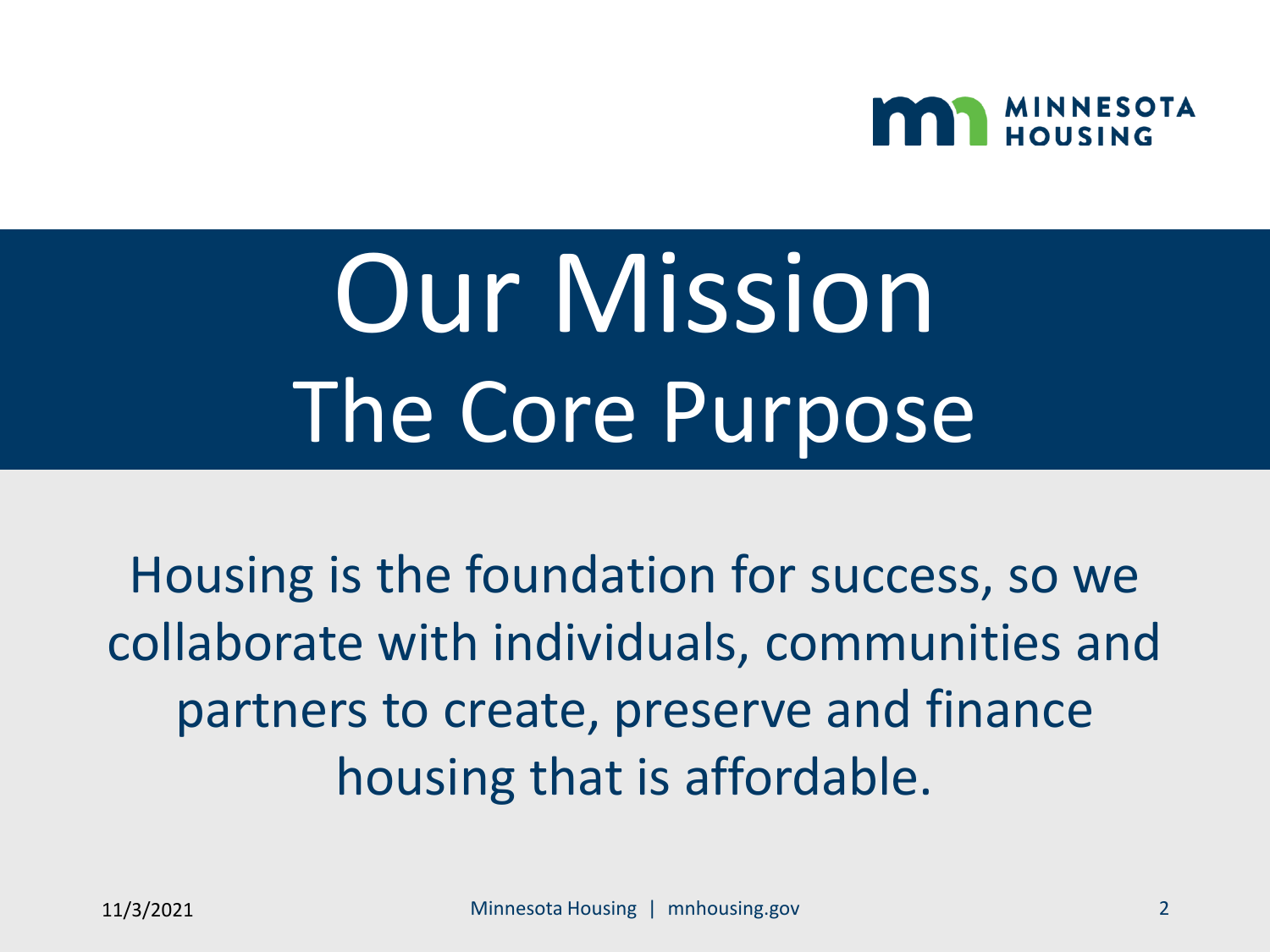# Our Mission

## The Core Purpose

Housing is the foundation for success, so we collaborate with individuals, communities and partners to create, preserve and finance housing that is affordable.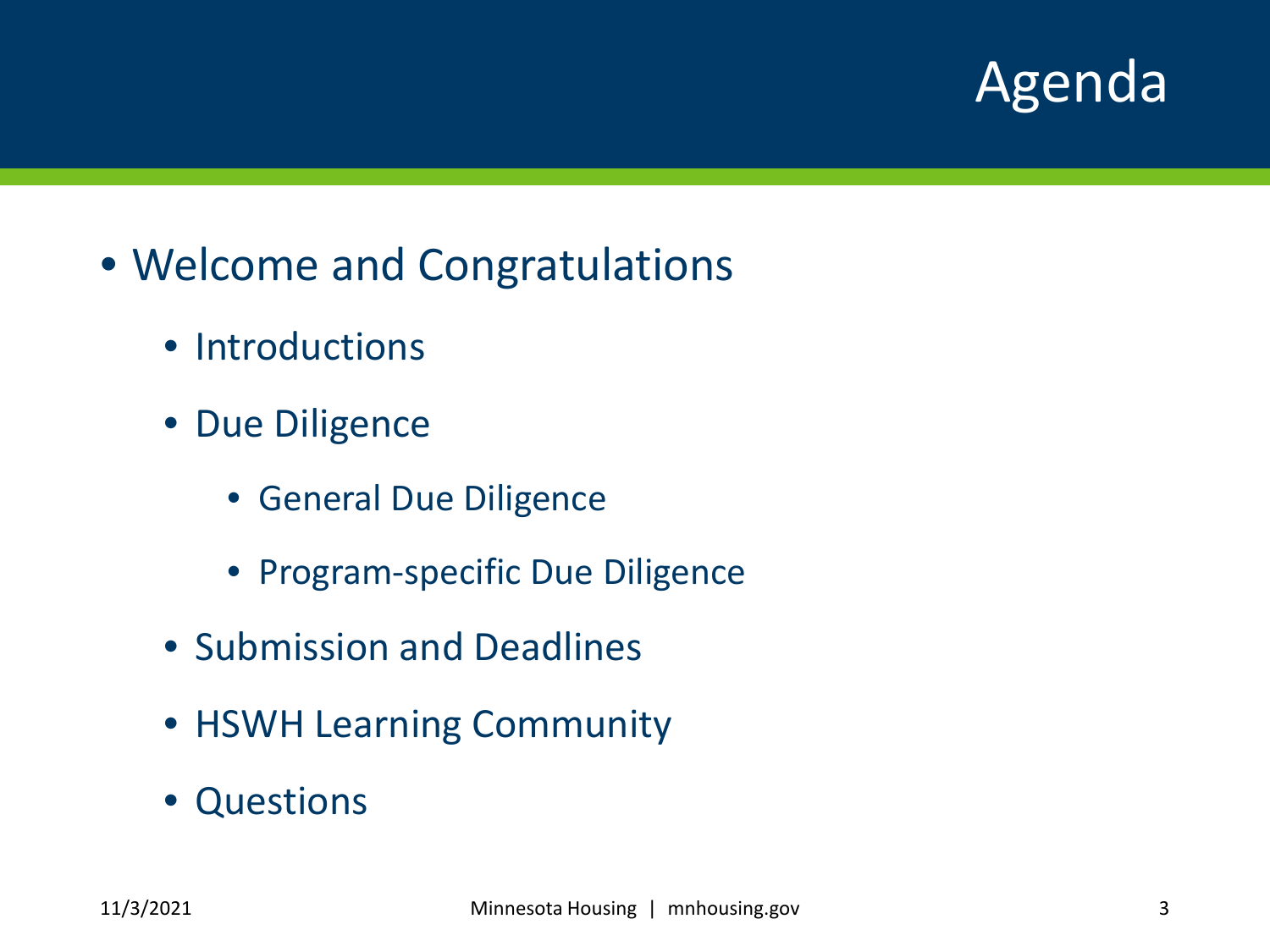# Agenda

- Welcome and Congratulations
  - Introductions
  - Due Diligence
    - General Due Diligence
    - Program-specific Due Diligence
  - Submission and Deadlines
  - HSWH Learning Community
  - Questions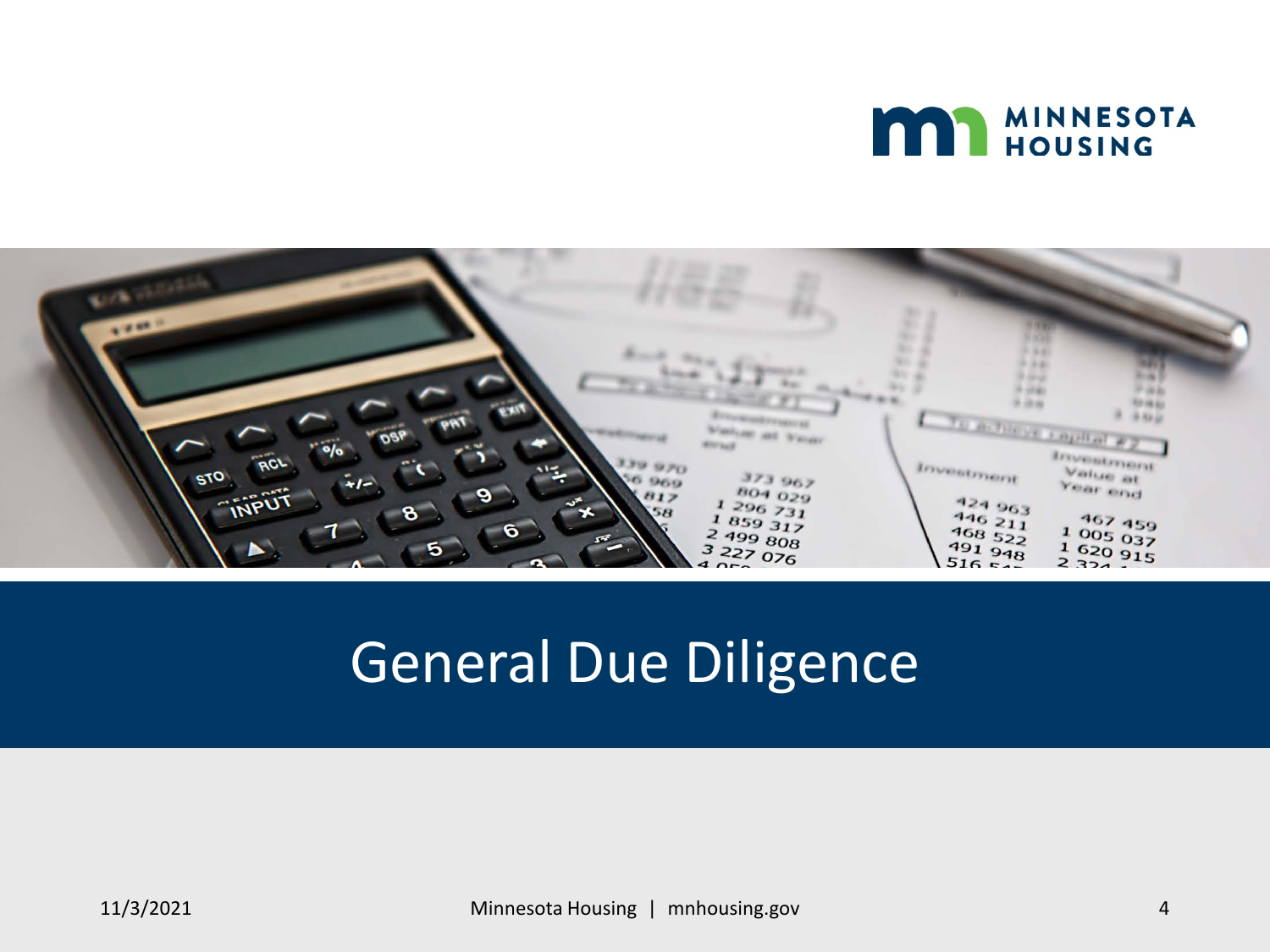# General Due Diligence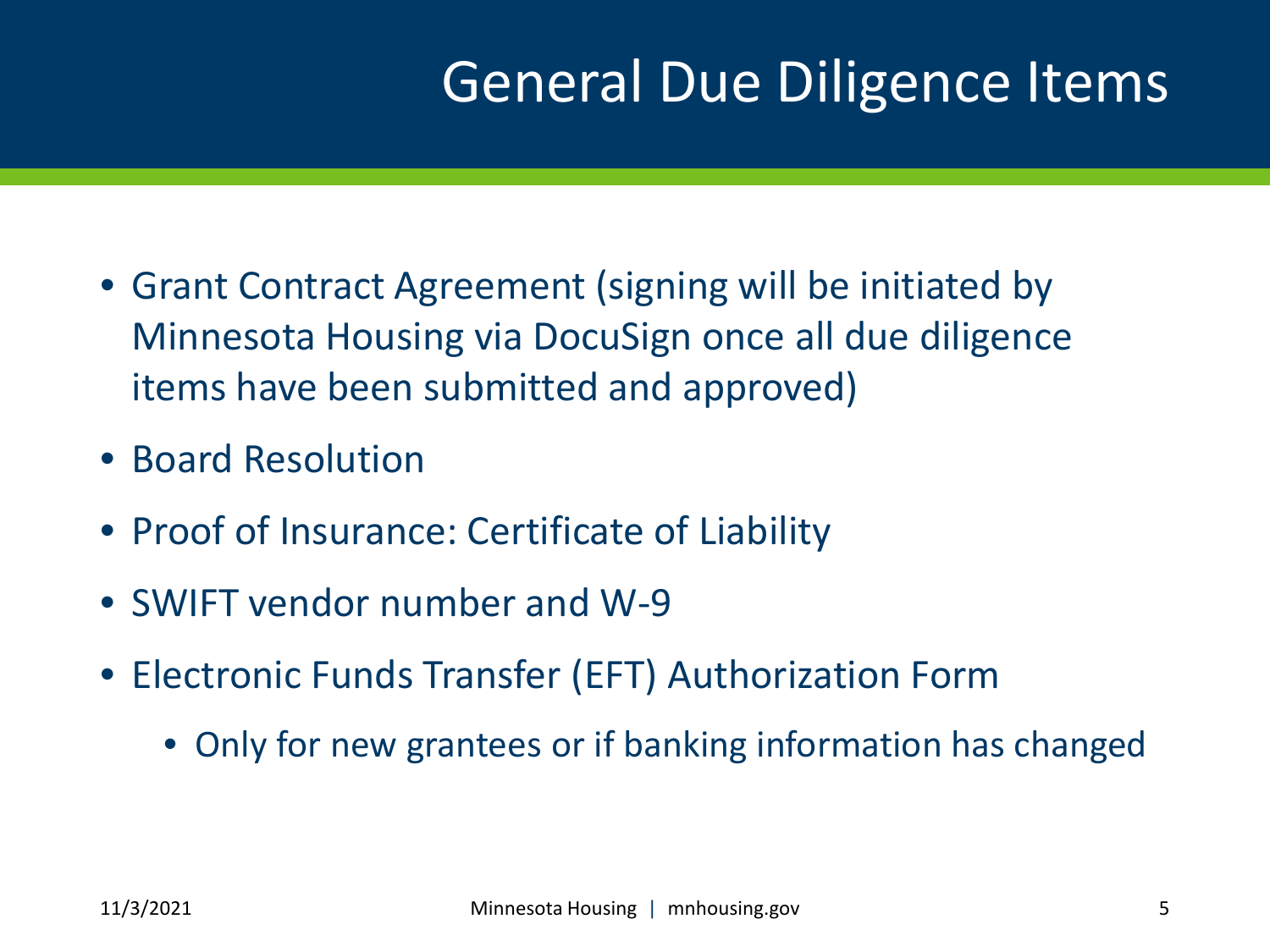# General Due Diligence Items

- Grant Contract Agreement (signing will be initiated by Minnesota Housing via DocuSign once all due diligence items have been submitted and approved)
- Board Resolution
- Proof of Insurance: Certificate of Liability
- SWIFT vendor number and W-9
- Electronic Funds Transfer (EFT) Authorization Form
  - Only for new grantees or if banking information has changed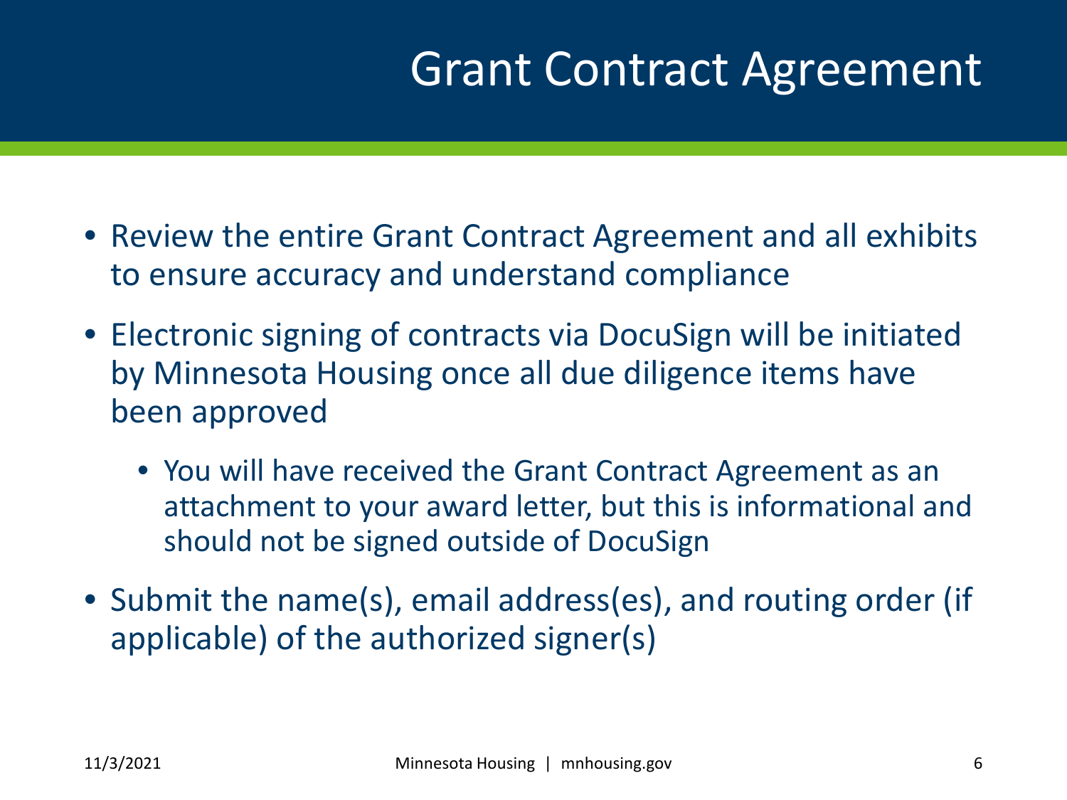# Grant Contract Agreement

- Review the entire Grant Contract Agreement and all exhibits to ensure accuracy and understand compliance
- Electronic signing of contracts via DocuSign will be initiated by Minnesota Housing once all due diligence items have been approved
  - You will have received the Grant Contract Agreement as an attachment to your award letter, but this is informational and should not be signed outside of DocuSign
- Submit the name(s), email address(es), and routing order (if applicable) of the authorized signer(s)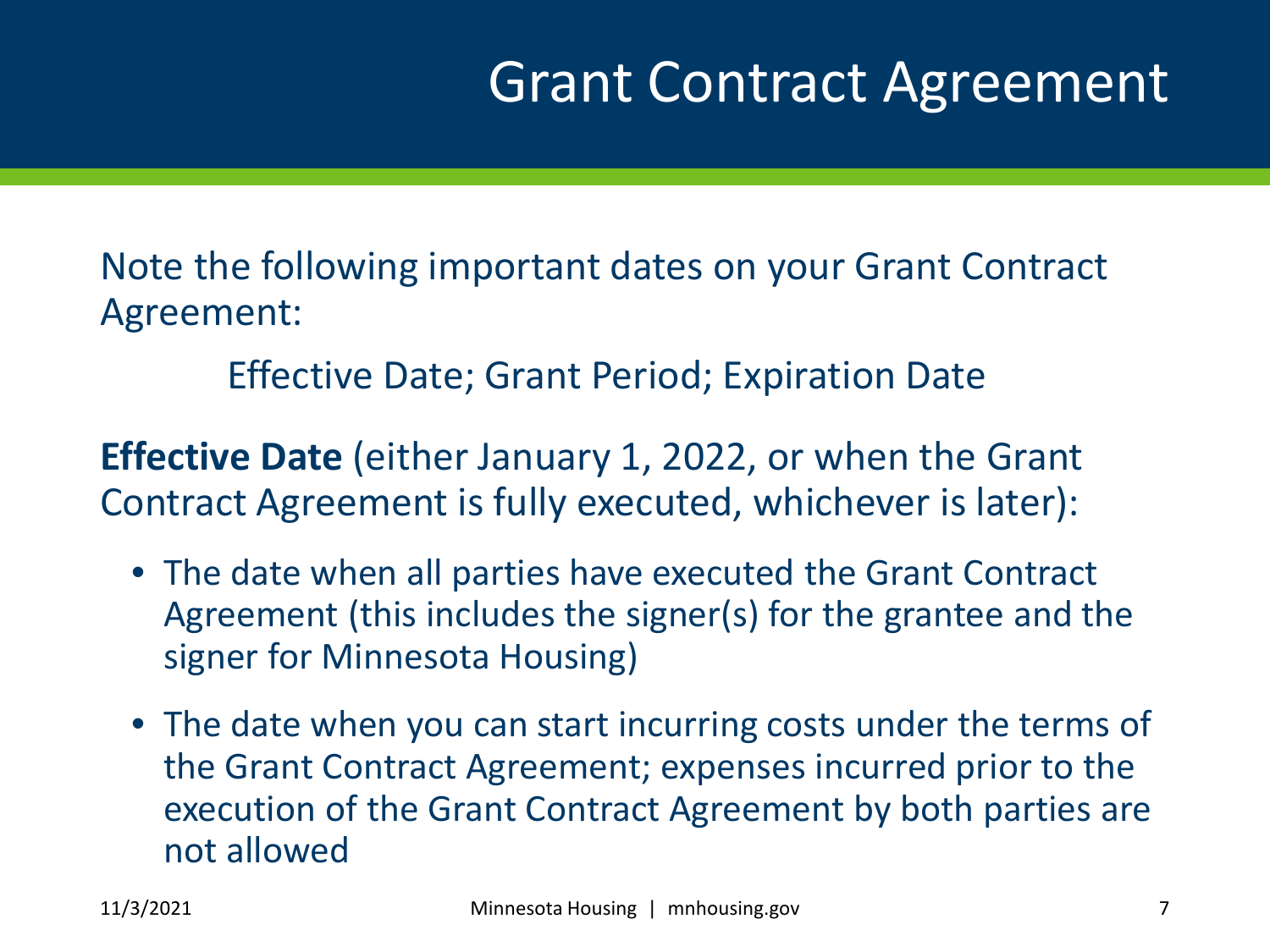# Grant Contract Agreement

Note the following important dates on your Grant Contract Agreement:

Effective Date; Grant Period; Expiration Date

**Effective Date** (either January 1, 2022, or when the Grant Contract Agreement is fully executed, whichever is later):

- The date when all parties have executed the Grant Contract Agreement (this includes the signer(s) for the grantee and the signer for Minnesota Housing)
- The date when you can start incurring costs under the terms of the Grant Contract Agreement; expenses incurred prior to the execution of the Grant Contract Agreement by both parties are not allowed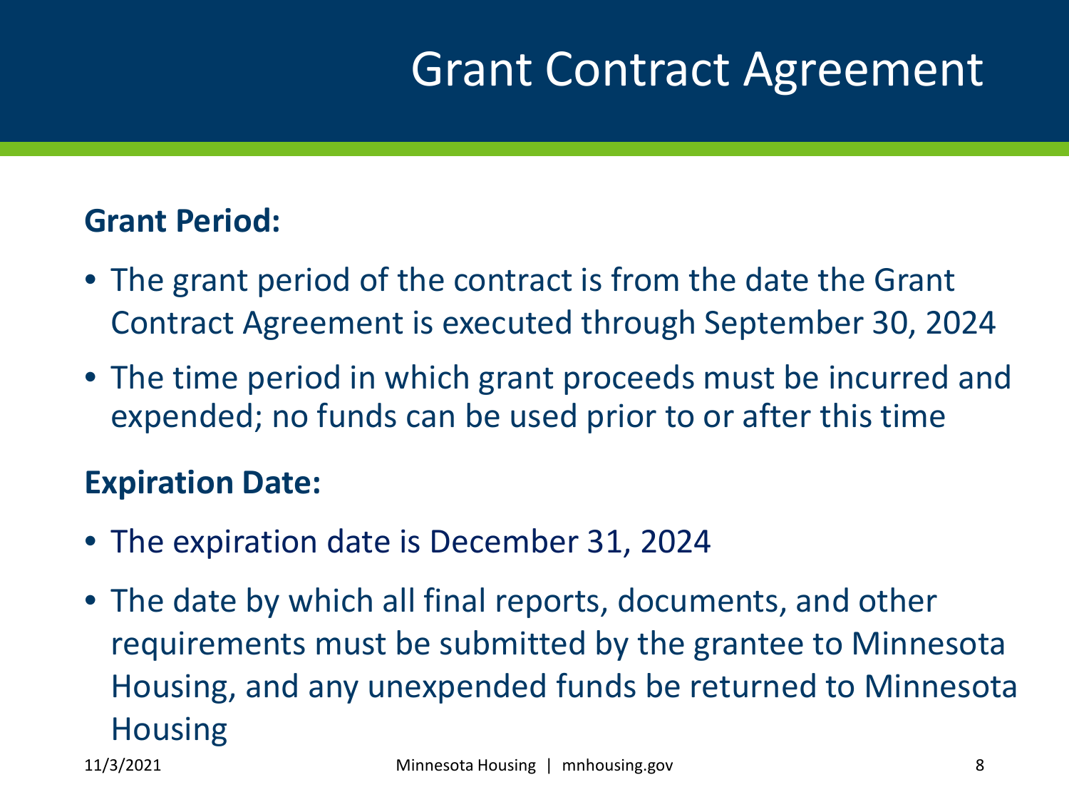# Grant Contract Agreement

**Grant Period:**

- The grant period of the contract is from the date the Grant Contract Agreement is executed through September 30, 2024
- The time period in which grant proceeds must be incurred and expended; no funds can be used prior to or after this time

**Expiration Date:**

- The expiration date is December 31, 2024
- The date by which all final reports, documents, and other requirements must be submitted by the grantee to Minnesota Housing, and any unexpended funds be returned to Minnesota Housing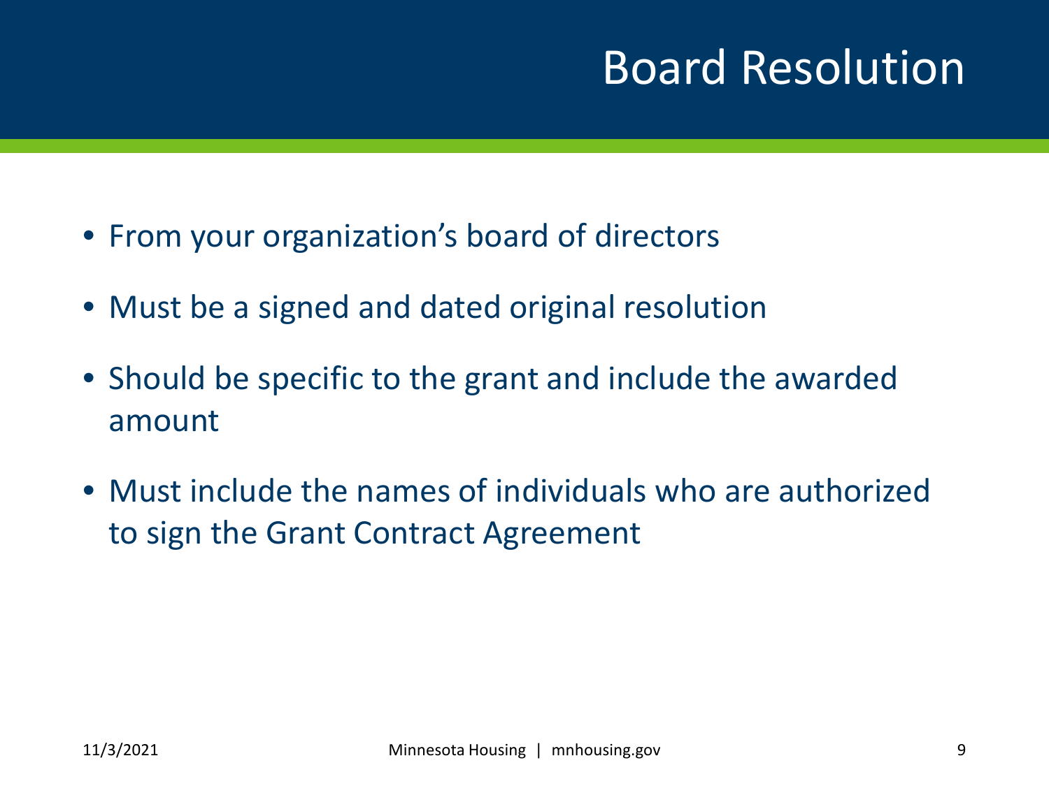# Board Resolution

- From your organization’s board of directors
- Must be a signed and dated original resolution
- Should be specific to the grant and include the awarded amount
- Must include the names of individuals who are authorized to sign the Grant Contract Agreement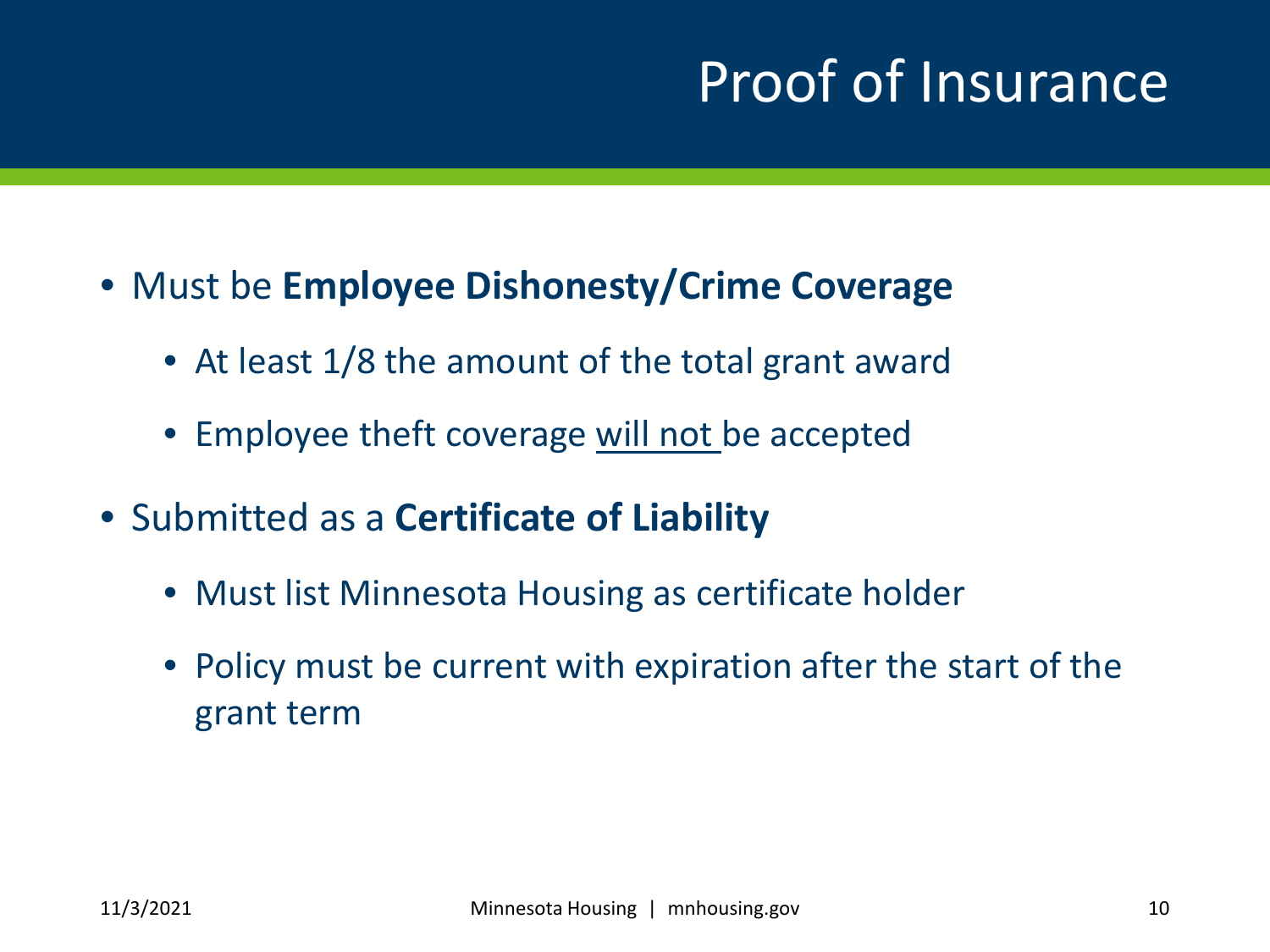# Proof of Insurance

- Must be **Employee Dishonesty/Crime Coverage**
  - At least 1/8 the amount of the total grant award
  - Employee theft coverage <u>will not</u> be accepted
- Submitted as a **Certificate of Liability**
  - Must list Minnesota Housing as certificate holder
  - Policy must be current with expiration after the start of the grant term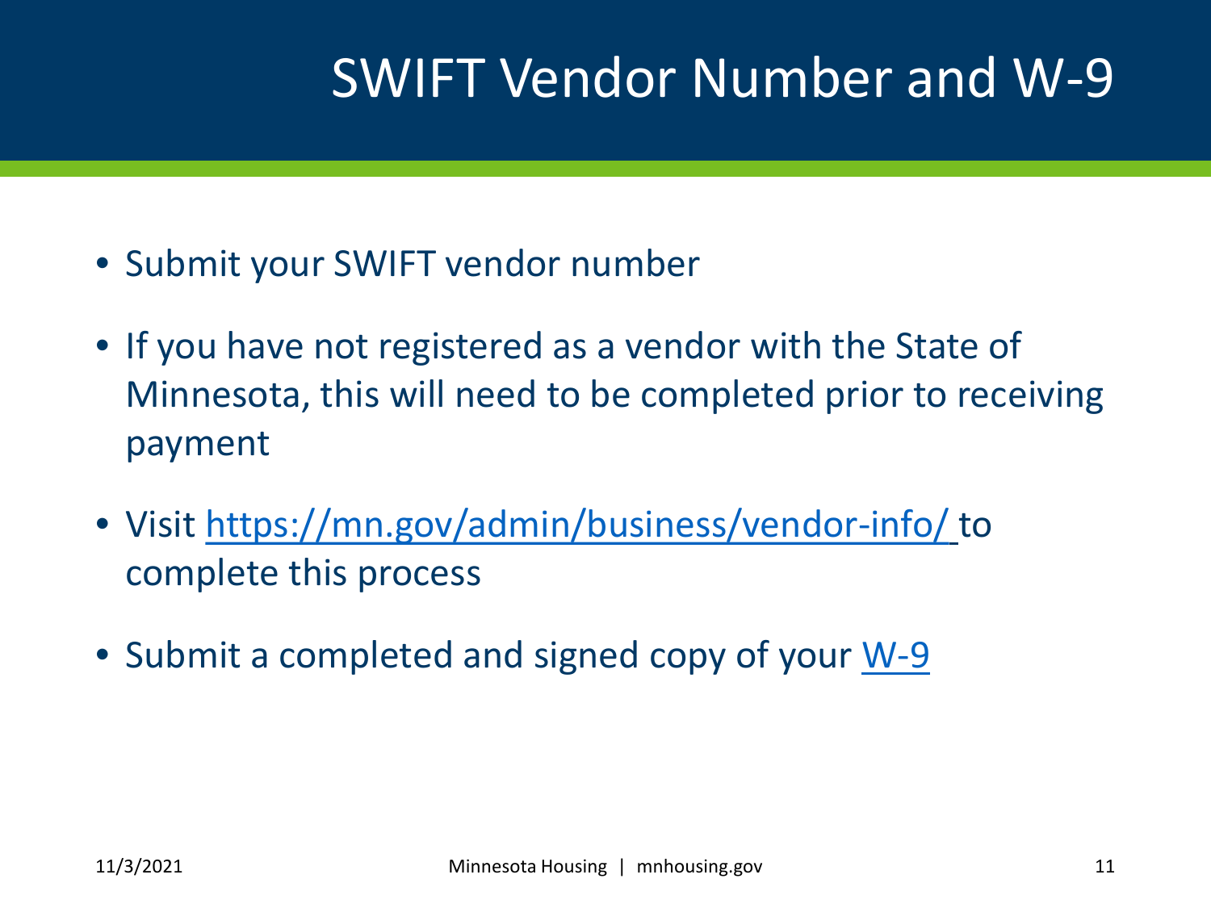# SWIFT Vendor Number and W-9

- Submit your SWIFT vendor number
- If you have not registered as a vendor with the State of Minnesota, this will need to be completed prior to receiving payment
- Visit [https://mn.gov/admin/business/vendor-info/](https://mn.gov/admin/business/vendor-info/) to complete this process
- Submit a completed and signed copy of your W-9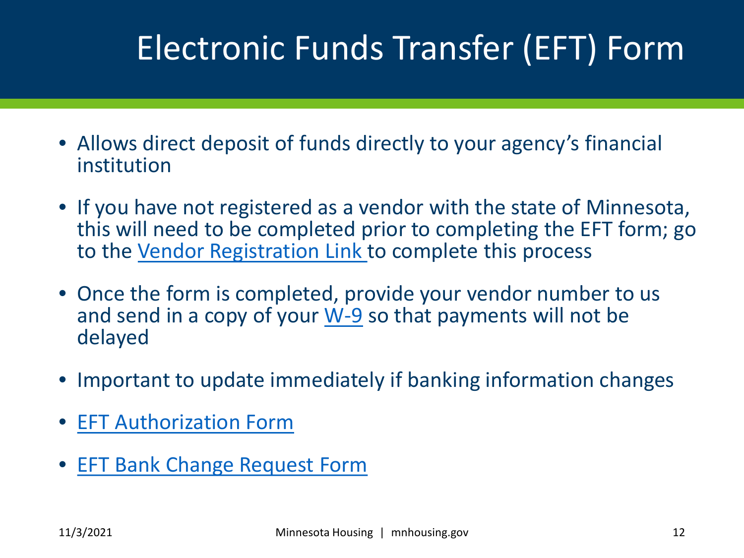# Electronic Funds Transfer (EFT) Form

- Allows direct deposit of funds directly to your agency's financial institution
- If you have not registered as a vendor with the state of Minnesota, this will need to be completed prior to completing the EFT form; go to the Vendor Registration Link to complete this process
- Once the form is completed, provide your vendor number to us and send in a copy of your W-9 so that payments will not be delayed
- Important to update immediately if banking information changes
- EFT Authorization Form
- EFT Bank Change Request Form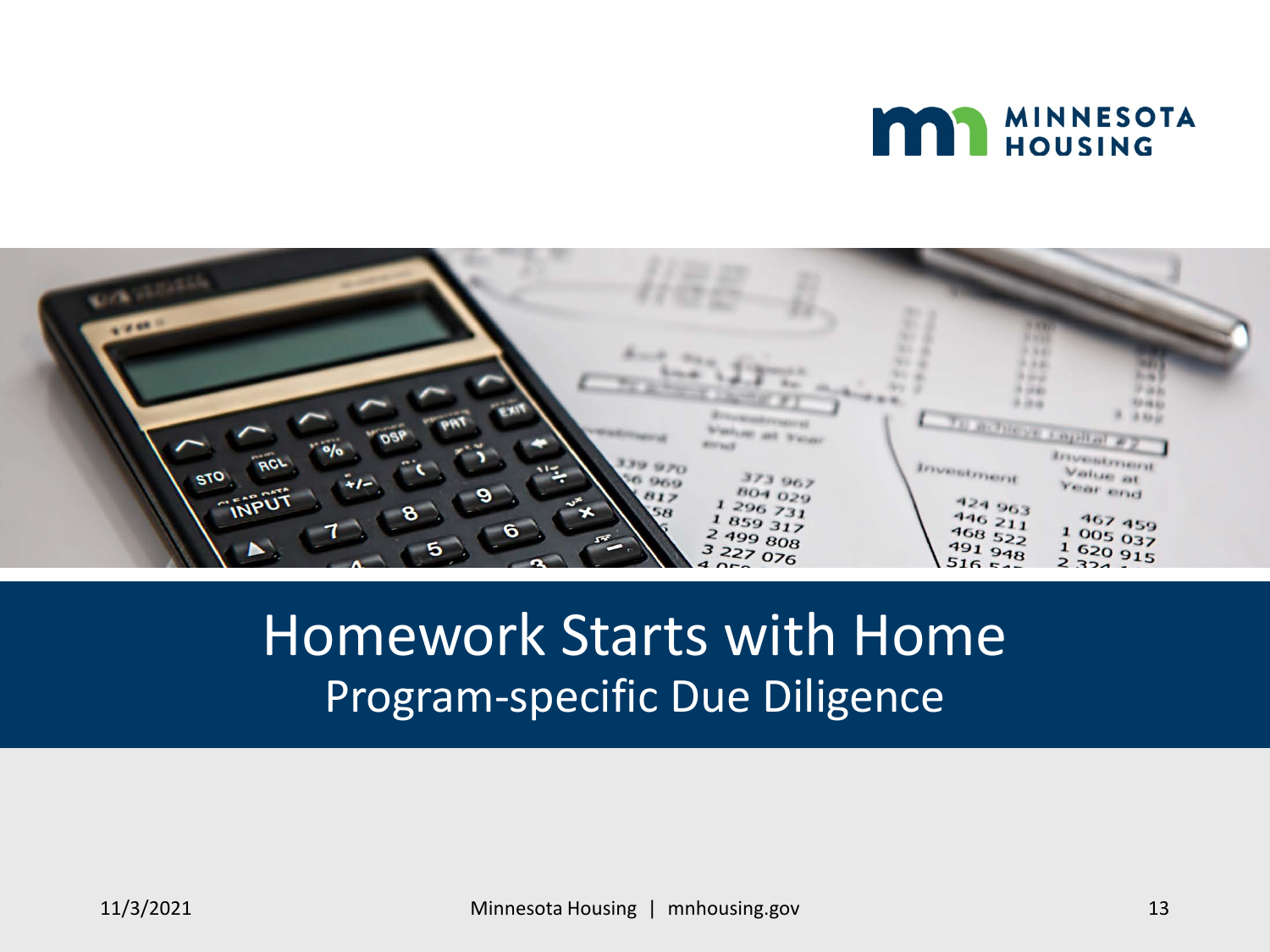# Homework Starts with Home

## Program-specific Due Diligence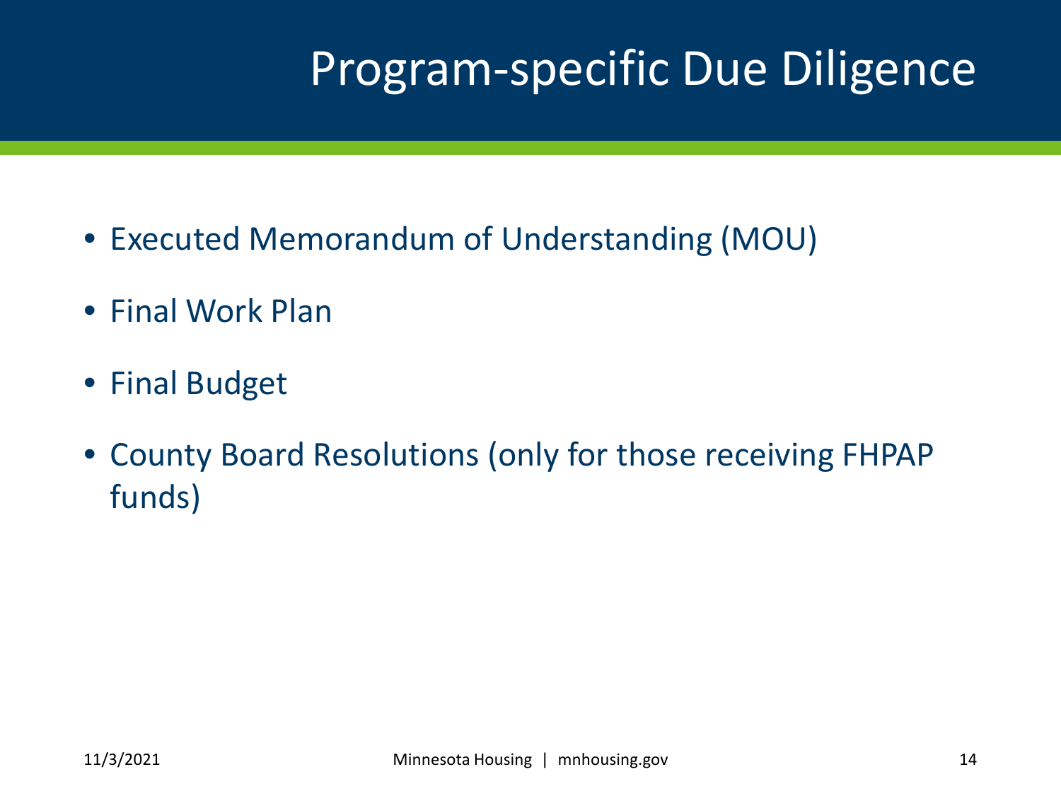# Program-specific Due Diligence

- Executed Memorandum of Understanding (MOU)
- Final Work Plan
- Final Budget
- County Board Resolutions (only for those receiving FHPAP funds)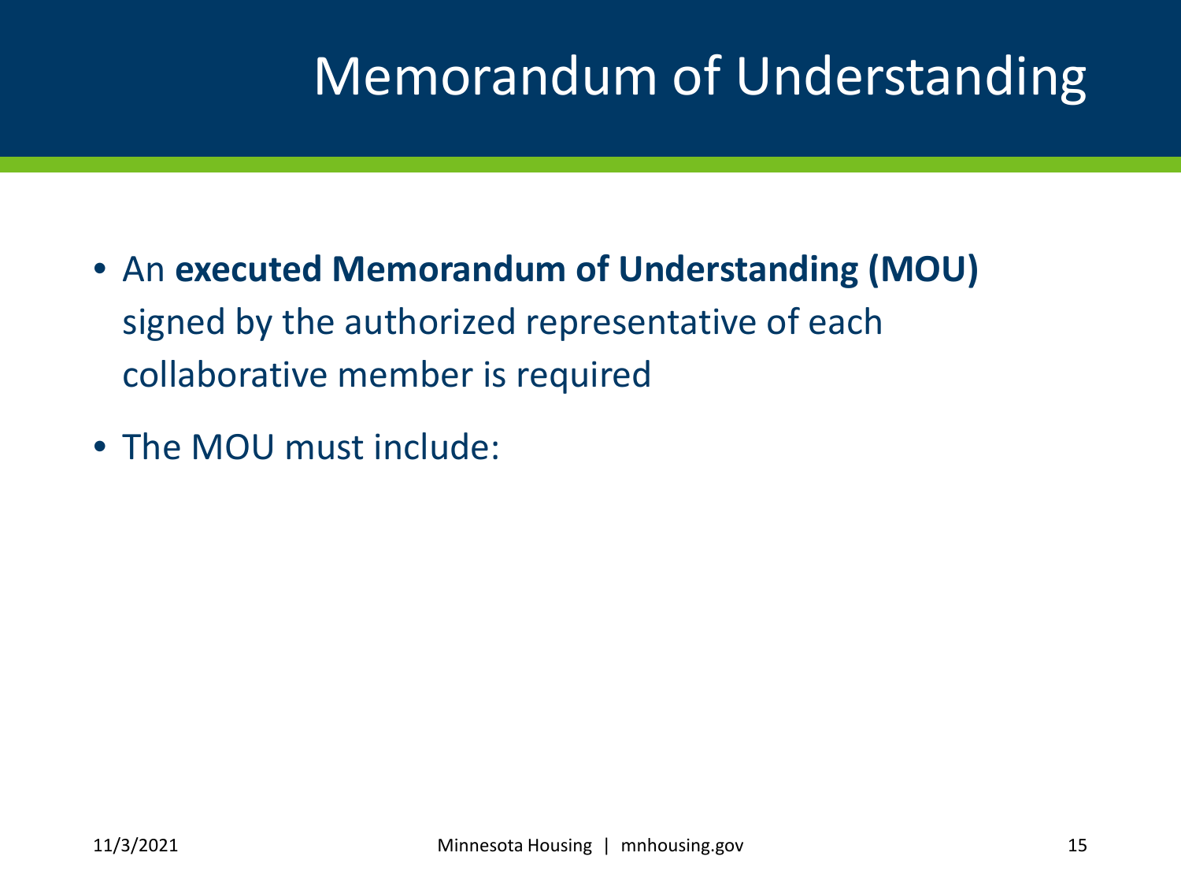# Memorandum of Understanding

- An **executed Memorandum of Understanding (MOU)** signed by the authorized representative of each collaborative member is required
- The MOU must include: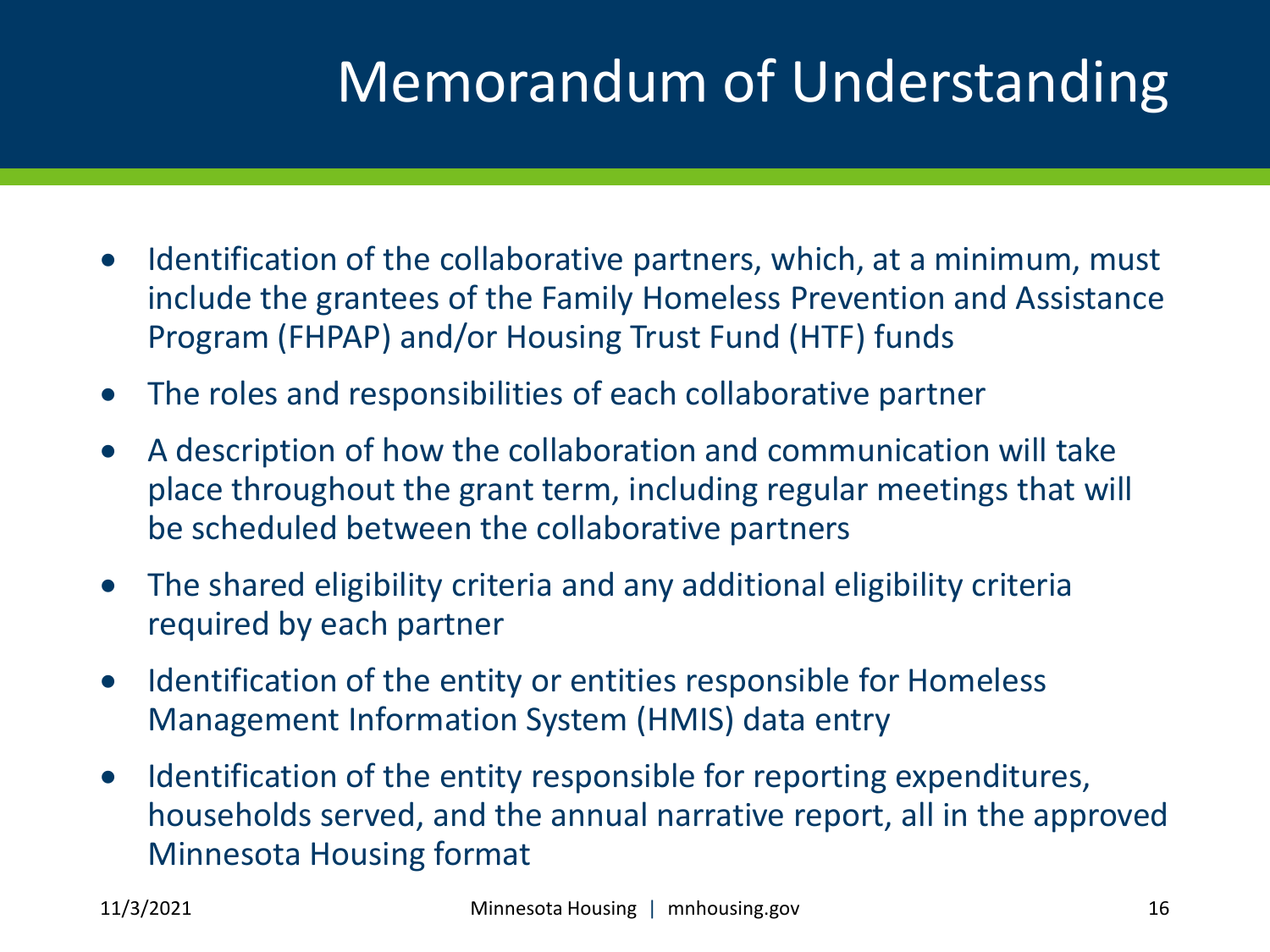# Memorandum of Understanding

- Identification of the collaborative partners, which, at a minimum, must include the grantees of the Family Homeless Prevention and Assistance Program (FHPAP) and/or Housing Trust Fund (HTF) funds
- The roles and responsibilities of each collaborative partner
- A description of how the collaboration and communication will take place throughout the grant term, including regular meetings that will be scheduled between the collaborative partners
- The shared eligibility criteria and any additional eligibility criteria required by each partner
- Identification of the entity or entities responsible for Homeless Management Information System (HMIS) data entry
- Identification of the entity responsible for reporting expenditures, households served, and the annual narrative report, all in the approved Minnesota Housing format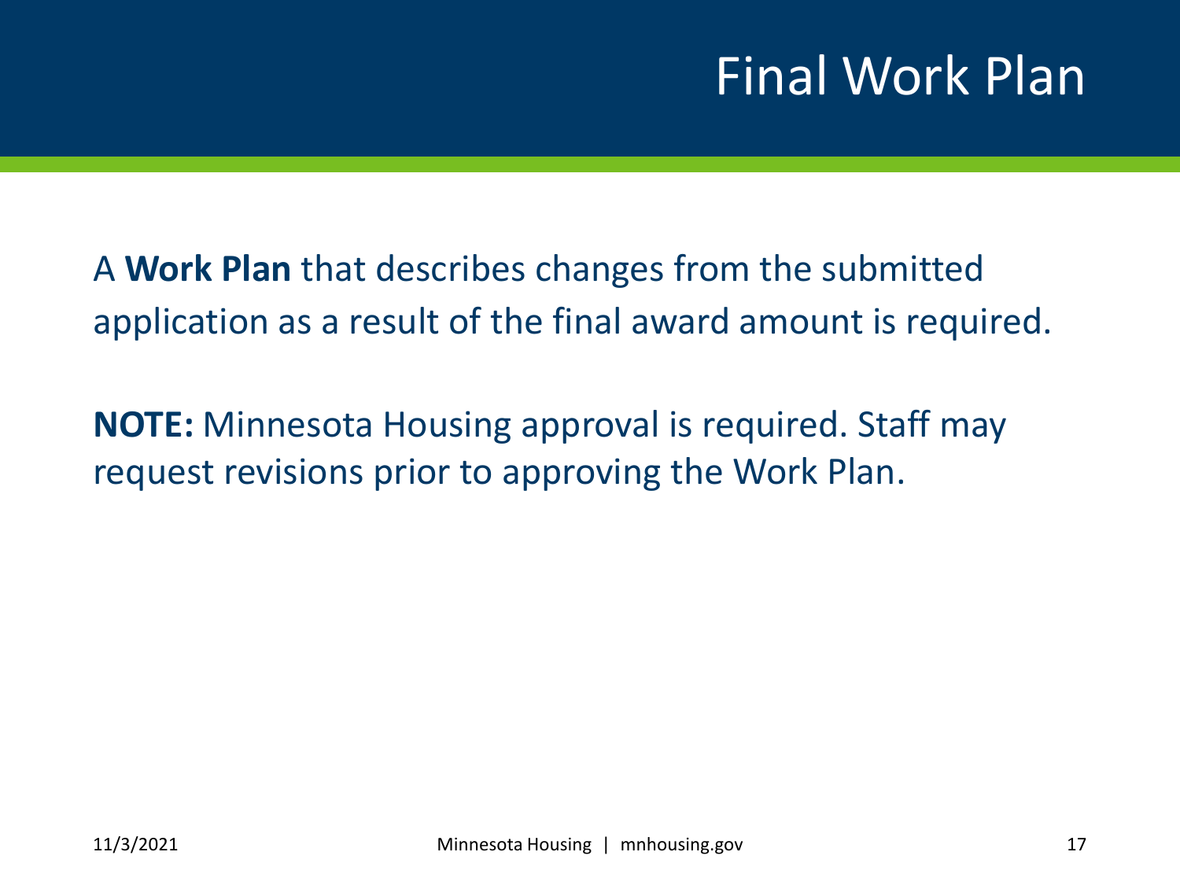# Final Work Plan

A **Work Plan** that describes changes from the submitted application as a result of the final award amount is required.

**NOTE:** Minnesota Housing approval is required. Staff may request revisions prior to approving the Work Plan.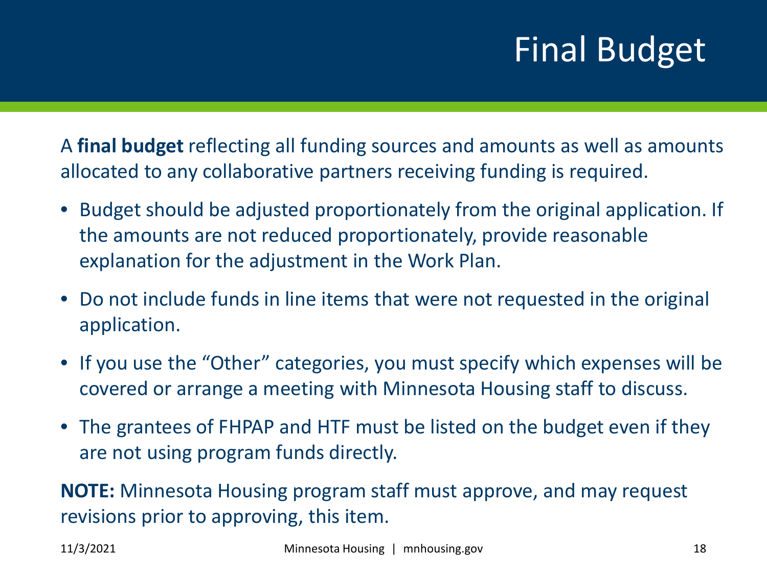# Final Budget

A **final budget** reflecting all funding sources and amounts as well as amounts allocated to any collaborative partners receiving funding is required.

- Budget should be adjusted proportionately from the original application. If the amounts are not reduced proportionately, provide reasonable explanation for the adjustment in the Work Plan.
- Do not include funds in line items that were not requested in the original application.
- If you use the “Other” categories, you must specify which expenses will be covered or arrange a meeting with Minnesota Housing staff to discuss.
- The grantees of FHPAP and HTF must be listed on the budget even if they are not using program funds directly.

**NOTE:** Minnesota Housing program staff must approve, and may request revisions prior to approving, this item.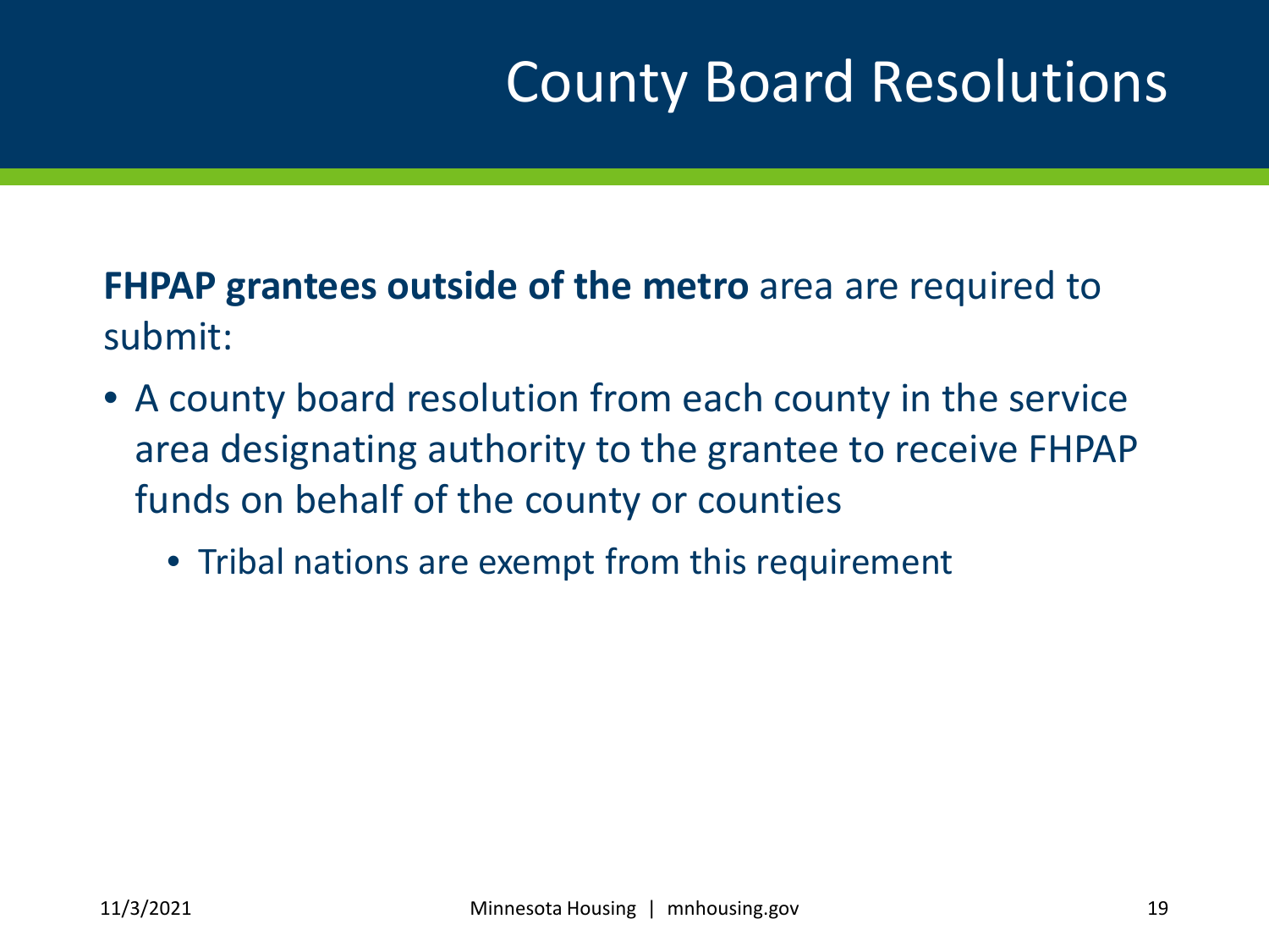# County Board Resolutions

**FHPAP grantees outside of the metro** area are required to submit:

- A county board resolution from each county in the service area designating authority to the grantee to receive FHPAP funds on behalf of the county or counties
  - Tribal nations are exempt from this requirement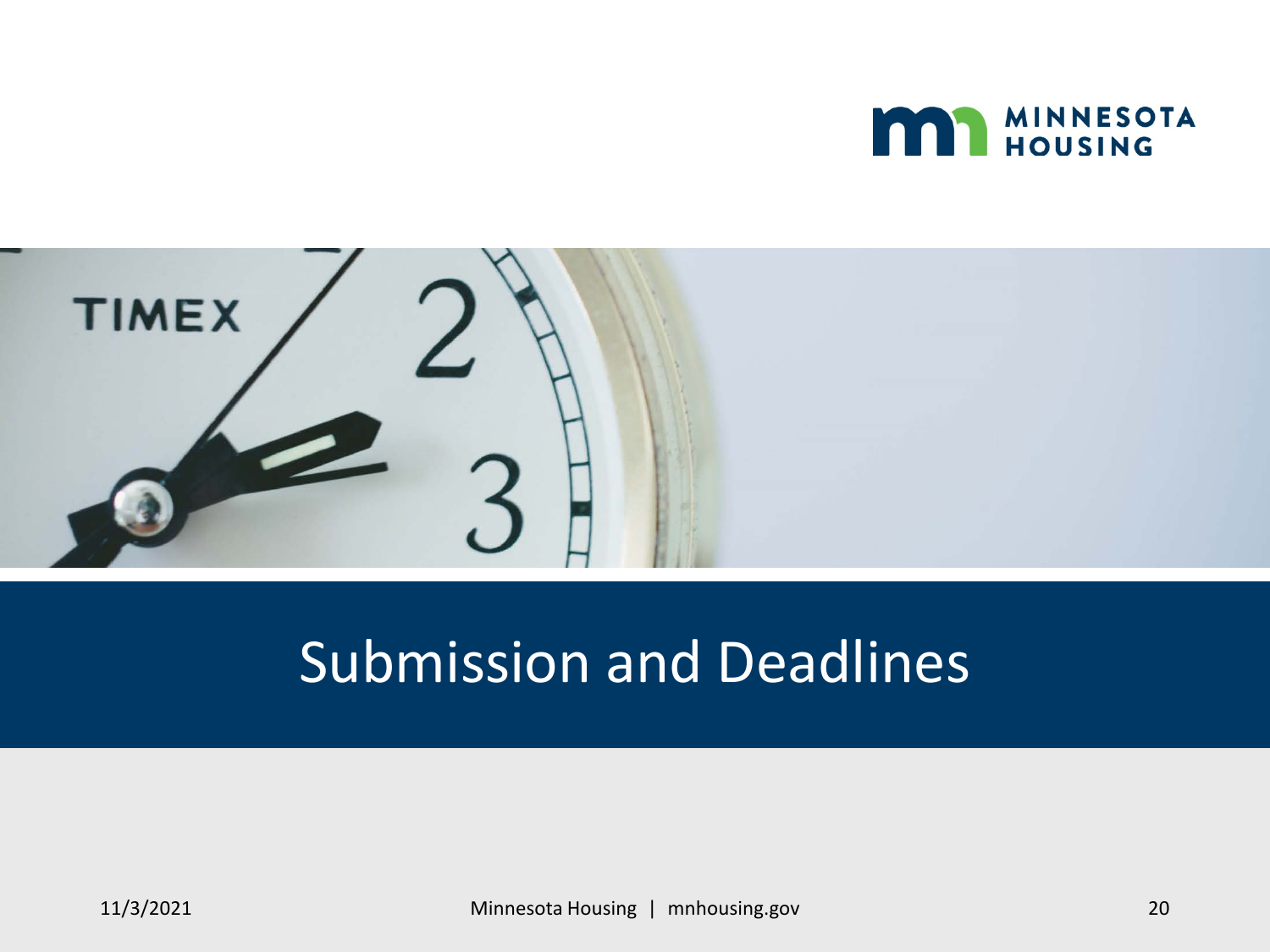# Submission and Deadlines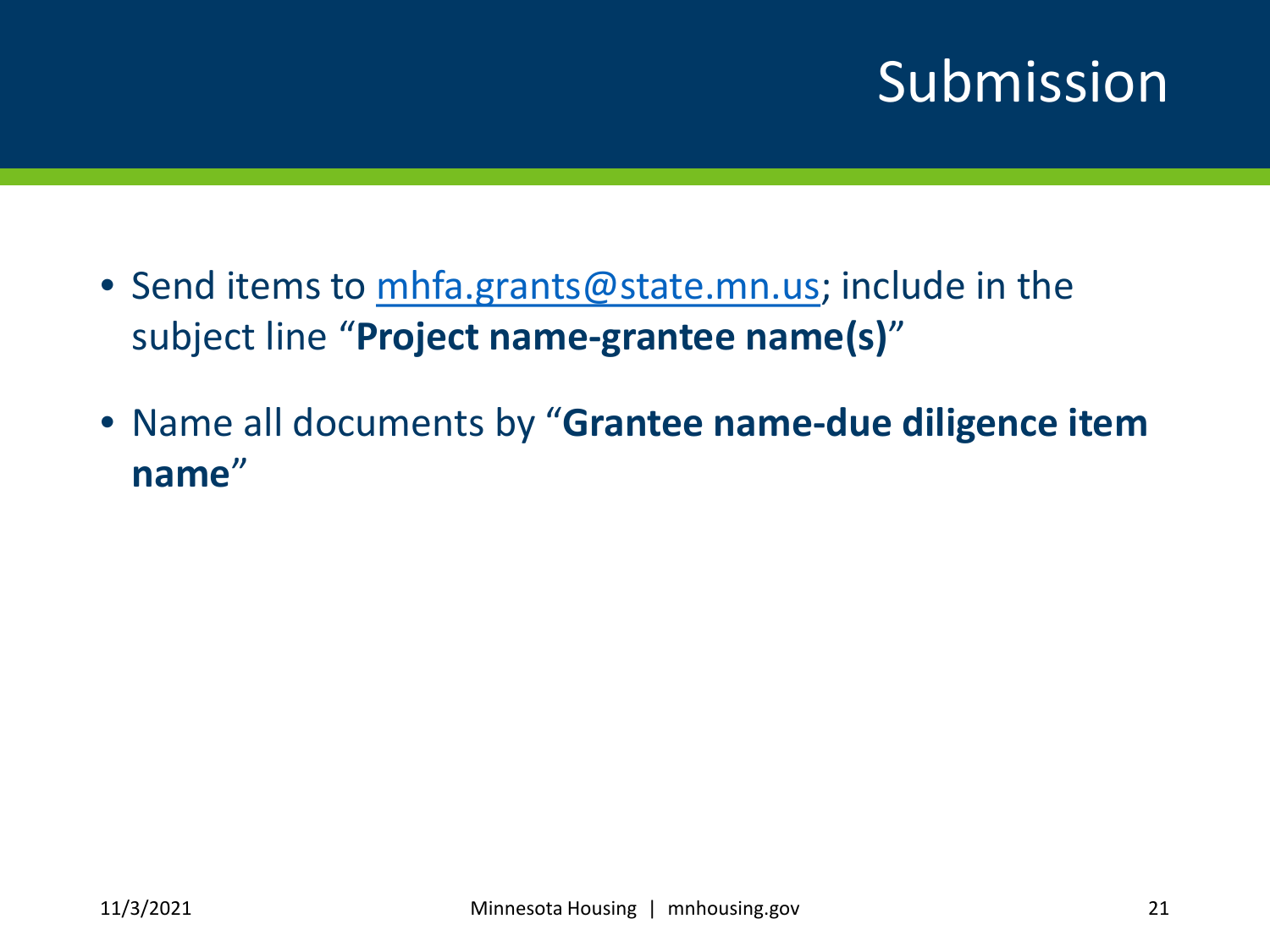# Submission

- Send items to mhfa.grants@state.mn.us; include in the subject line "**Project name-grantee name(s)**"
- Name all documents by "**Grantee name-due diligence item name**"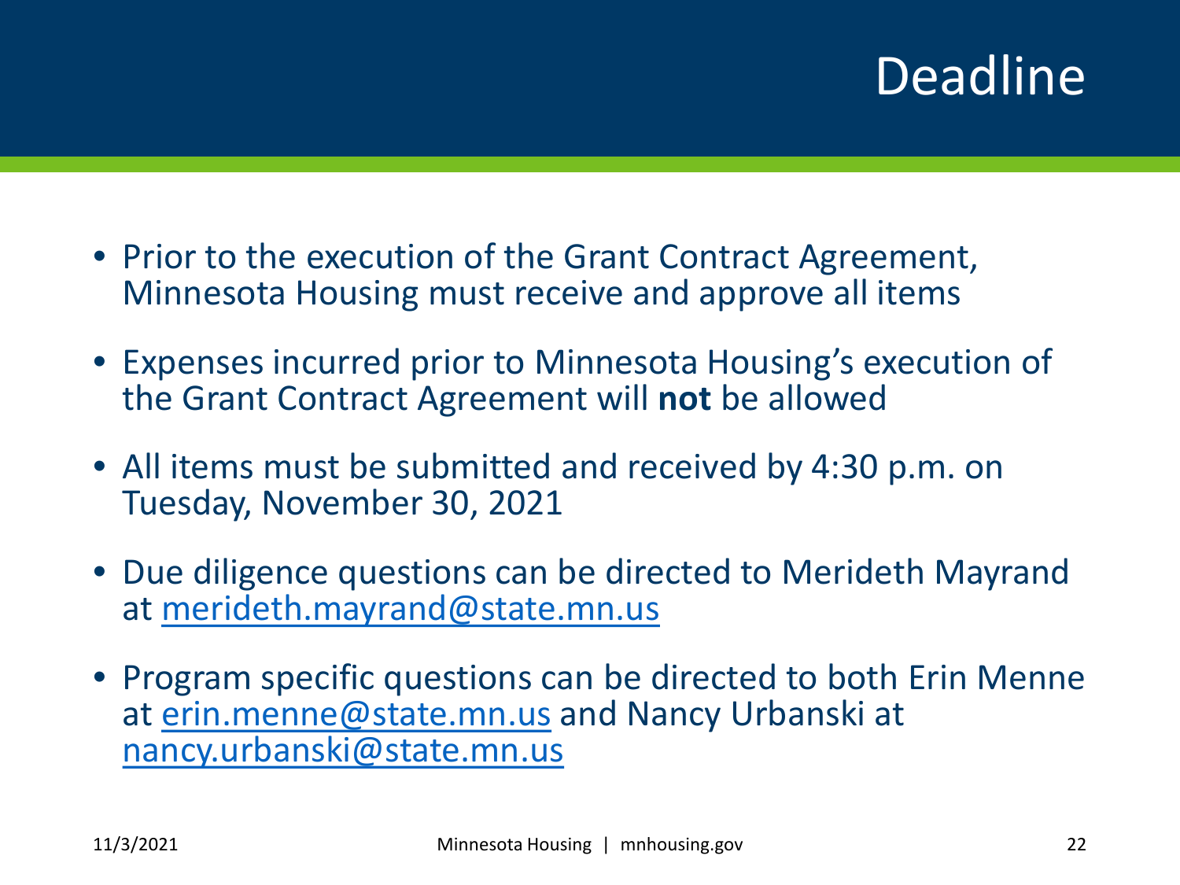# Deadline

- Prior to the execution of the Grant Contract Agreement, Minnesota Housing must receive and approve all items
- Expenses incurred prior to Minnesota Housing's execution of the Grant Contract Agreement will **not** be allowed
- All items must be submitted and received by 4:30 p.m. on Tuesday, November 30, 2021
- Due diligence questions can be directed to Merideth Mayrand at merideth.mayrand@state.mn.us
- Program specific questions can be directed to both Erin Menne at erin.menne@state.mn.us and Nancy Urbanski at nancy.urbanski@state.mn.us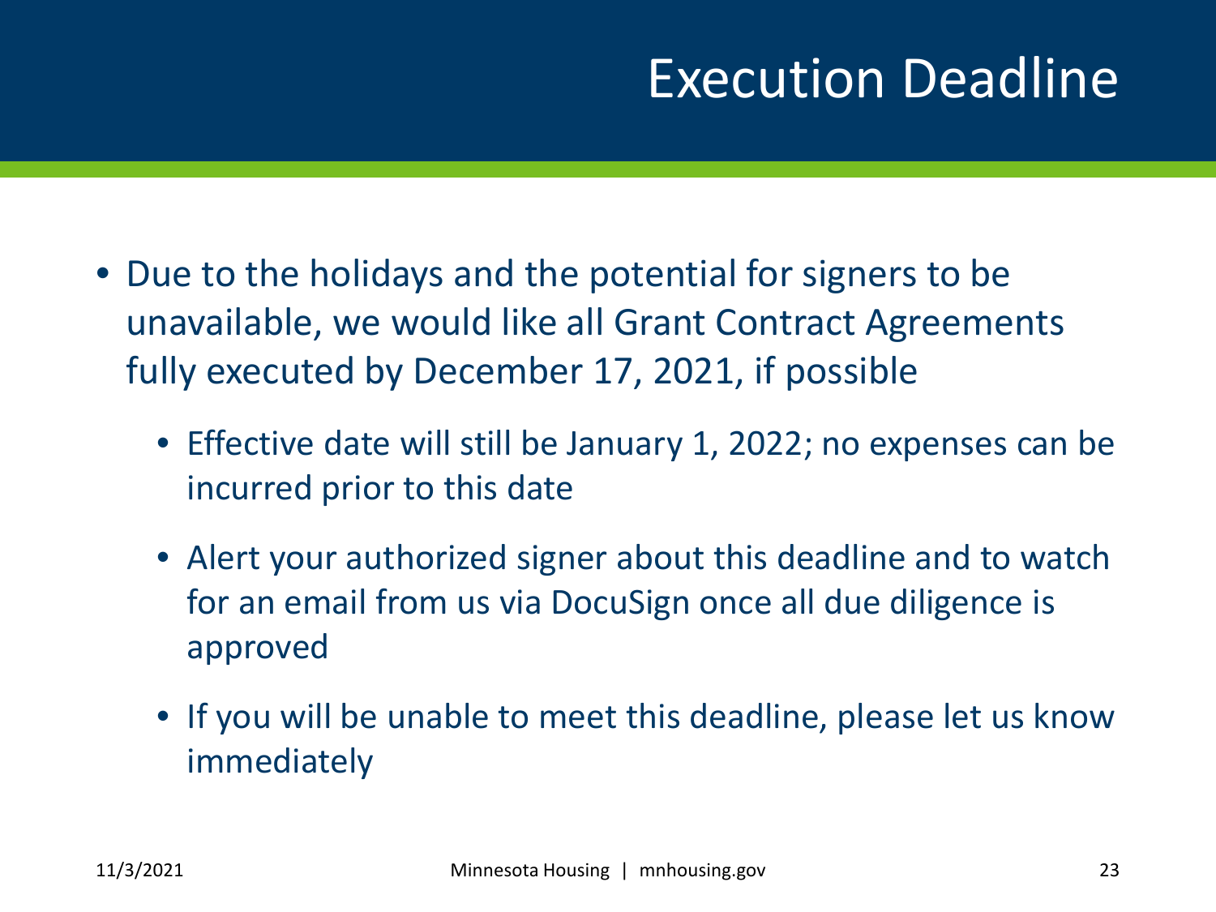# Execution Deadline

- Due to the holidays and the potential for signers to be unavailable, we would like all Grant Contract Agreements fully executed by December 17, 2021, if possible
  - Effective date will still be January 1, 2022; no expenses can be incurred prior to this date
  - Alert your authorized signer about this deadline and to watch for an email from us via DocuSign once all due diligence is approved
  - If you will be unable to meet this deadline, please let us know immediately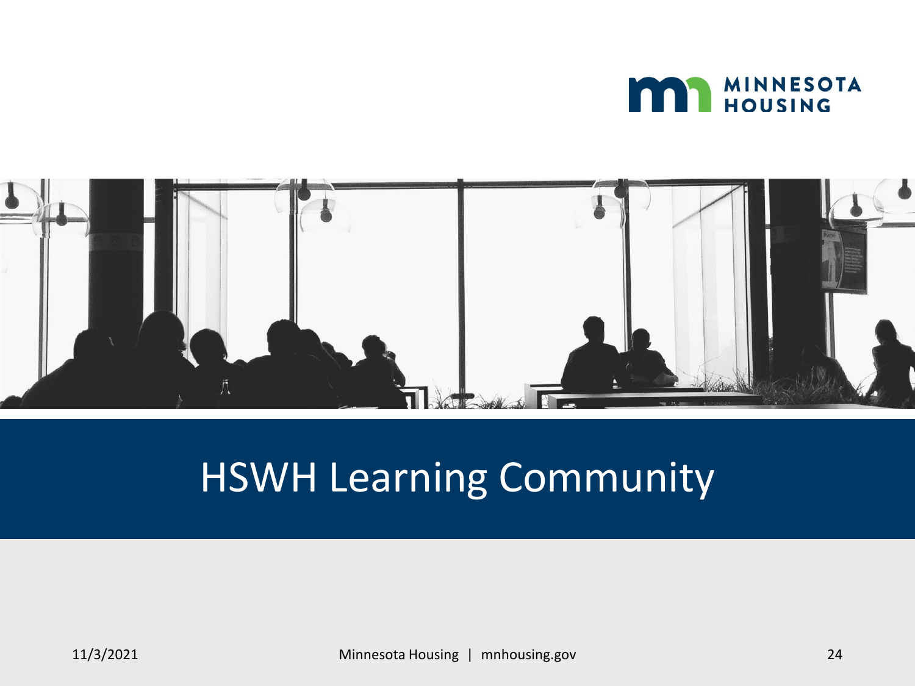# HSWH Learning Community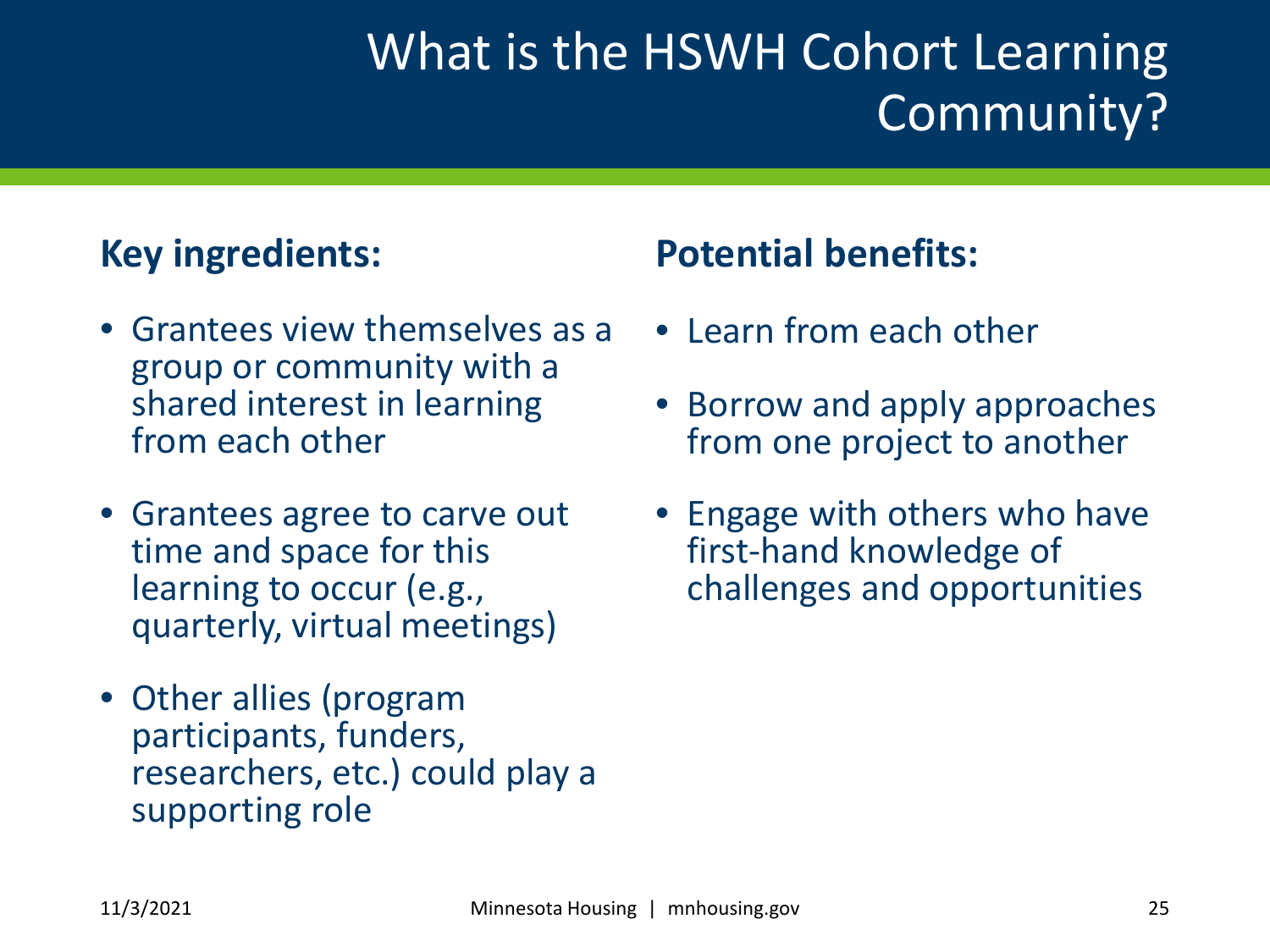# What is the HSWH Cohort Learning Community?

## Key ingredients:

- Grantees view themselves as a group or community with a shared interest in learning from each other
- Grantees agree to carve out time and space for this learning to occur (e.g., quarterly, virtual meetings)
- Other allies (program participants, funders, researchers, etc.) could play a supporting role

## Potential benefits:

- Learn from each other
- Borrow and apply approaches from one project to another
- Engage with others who have first-hand knowledge of challenges and opportunities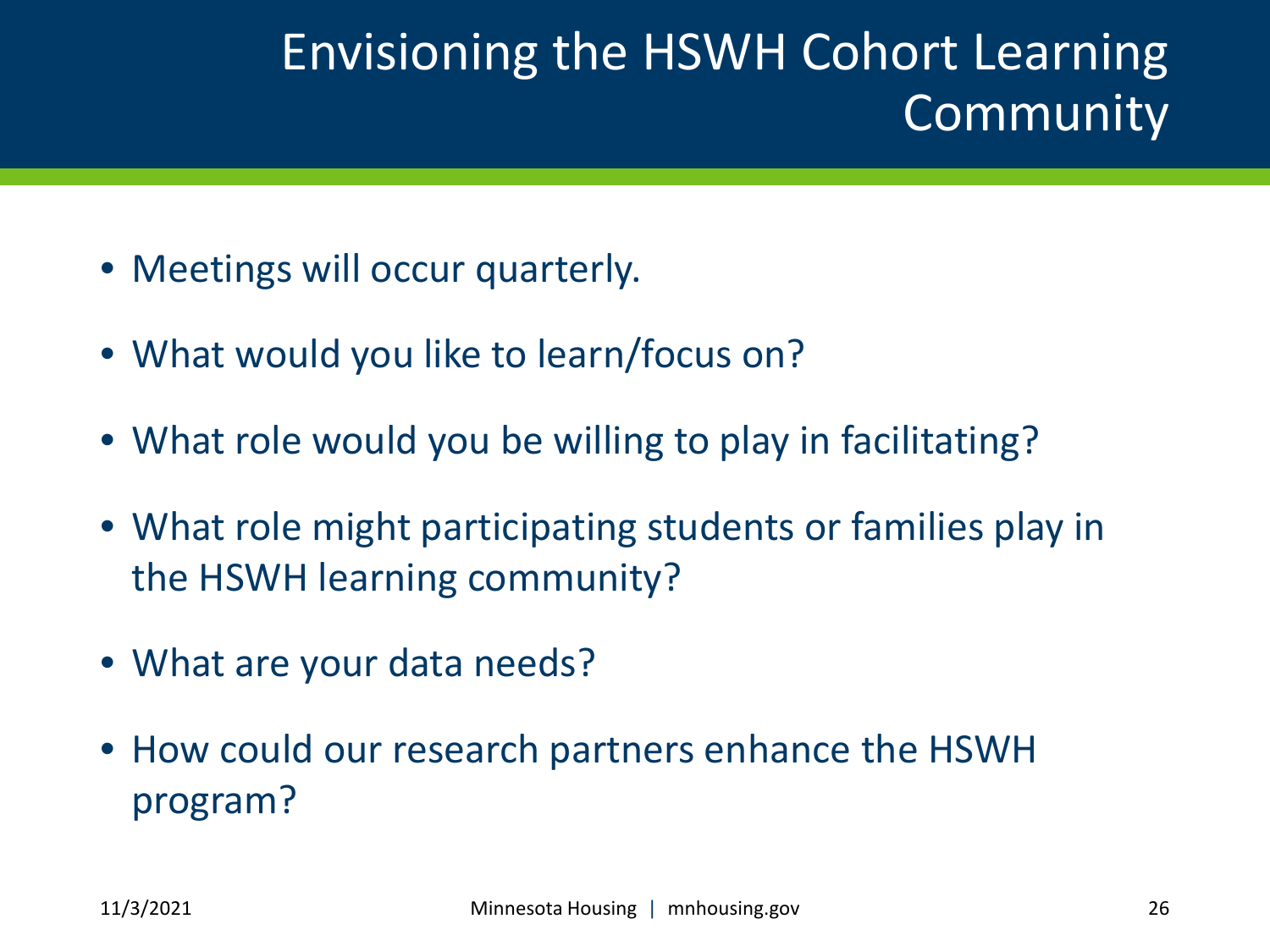# Envisioning the HSWH Cohort Learning Community

- Meetings will occur quarterly.
- What would you like to learn/focus on?
- What role would you be willing to play in facilitating?
- What role might participating students or families play in the HSWH learning community?
- What are your data needs?
- How could our research partners enhance the HSWH program?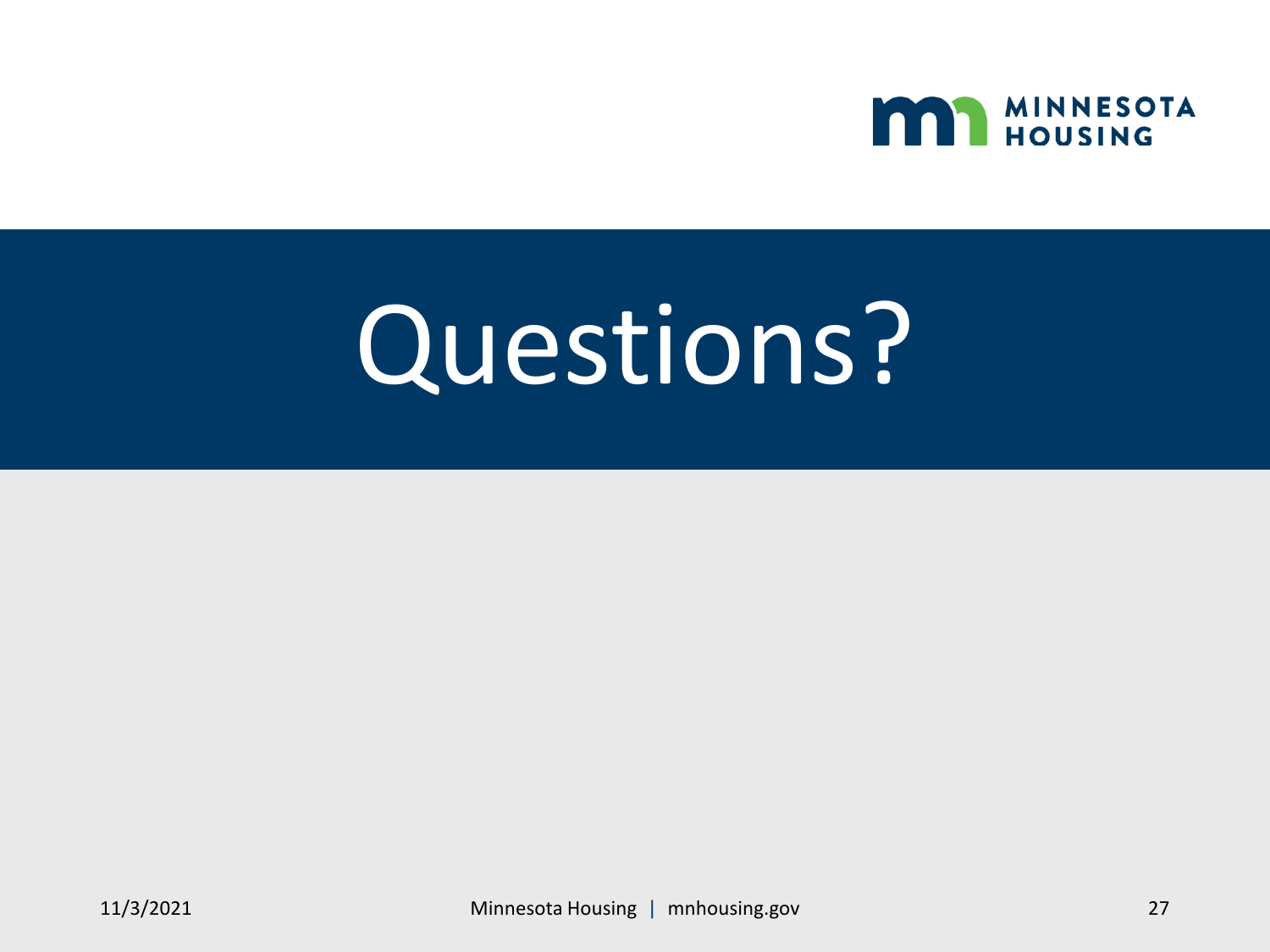# Questions?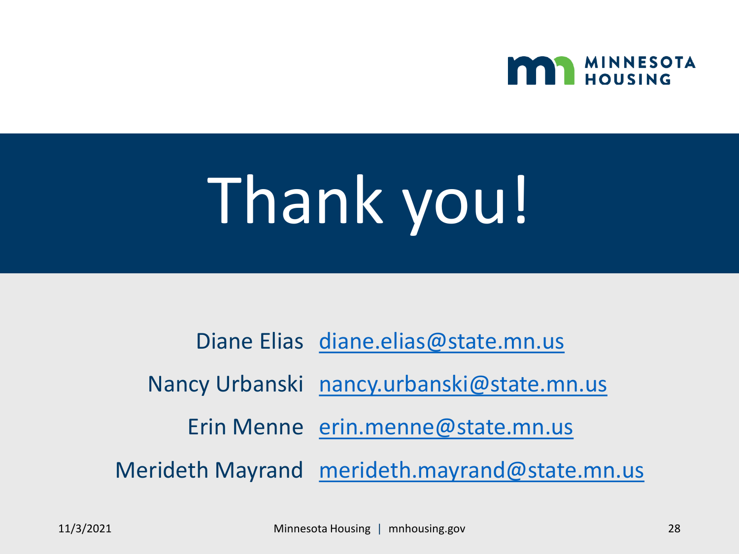# Thank you!

| | |
|---|---|
| Diane Elias | diane.elias@state.mn.us |
| Nancy Urbanski | nancy.urbanski@state.mn.us |
| Erin Menne | erin.menne@state.mn.us |
| Merideth Mayrand | merideth.mayrand@state.mn.us |